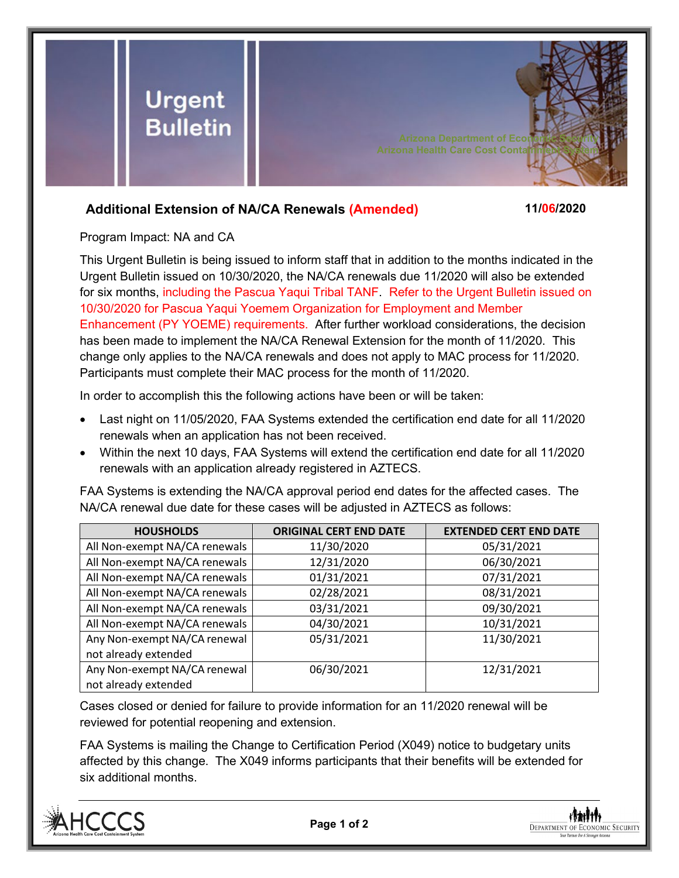# Urgent Bulletin

Arizona Department of Economic Security
Arizona Health Care Cost Containment System

## Additional Extension of NA/CA Renewals (Amended)

**11/06/2020**

Program Impact: NA and CA

This Urgent Bulletin is being issued to inform staff that in addition to the months indicated in the Urgent Bulletin issued on 10/30/2020, the NA/CA renewals due 11/2020 will also be extended for six months, including the Pascua Yaqui Tribal TANF. Refer to the Urgent Bulletin issued on 10/30/2020 for Pascua Yaqui Yoemem Organization for Employment and Member Enhancement (PY YOEME) requirements. After further workload considerations, the decision has been made to implement the NA/CA Renewal Extension for the month of 11/2020. This change only applies to the NA/CA renewals and does not apply to MAC process for 11/2020. Participants must complete their MAC process for the month of 11/2020.

In order to accomplish this the following actions have been or will be taken:

- Last night on 11/05/2020, FAA Systems extended the certification end date for all 11/2020 renewals when an application has not been received.
- Within the next 10 days, FAA Systems will extend the certification end date for all 11/2020 renewals with an application already registered in AZTECS.

FAA Systems is extending the NA/CA approval period end dates for the affected cases. The NA/CA renewal due date for these cases will be adjusted in AZTECS as follows:

| HOUSHOLDS | ORIGINAL CERT END DATE | EXTENDED CERT END DATE |
|---|---|---|
| All Non-exempt NA/CA renewals | 11/30/2020 | 05/31/2021 |
| All Non-exempt NA/CA renewals | 12/31/2020 | 06/30/2021 |
| All Non-exempt NA/CA renewals | 01/31/2021 | 07/31/2021 |
| All Non-exempt NA/CA renewals | 02/28/2021 | 08/31/2021 |
| All Non-exempt NA/CA renewals | 03/31/2021 | 09/30/2021 |
| All Non-exempt NA/CA renewals | 04/30/2021 | 10/31/2021 |
| Any Non-exempt NA/CA renewal not already extended | 05/31/2021 | 11/30/2021 |
| Any Non-exempt NA/CA renewal not already extended | 06/30/2021 | 12/31/2021 |

Cases closed or denied for failure to provide information for an 11/2020 renewal will be reviewed for potential reopening and extension.

FAA Systems is mailing the Change to Certification Period (X049) notice to budgetary units affected by this change. The X049 informs participants that their benefits will be extended for six additional months.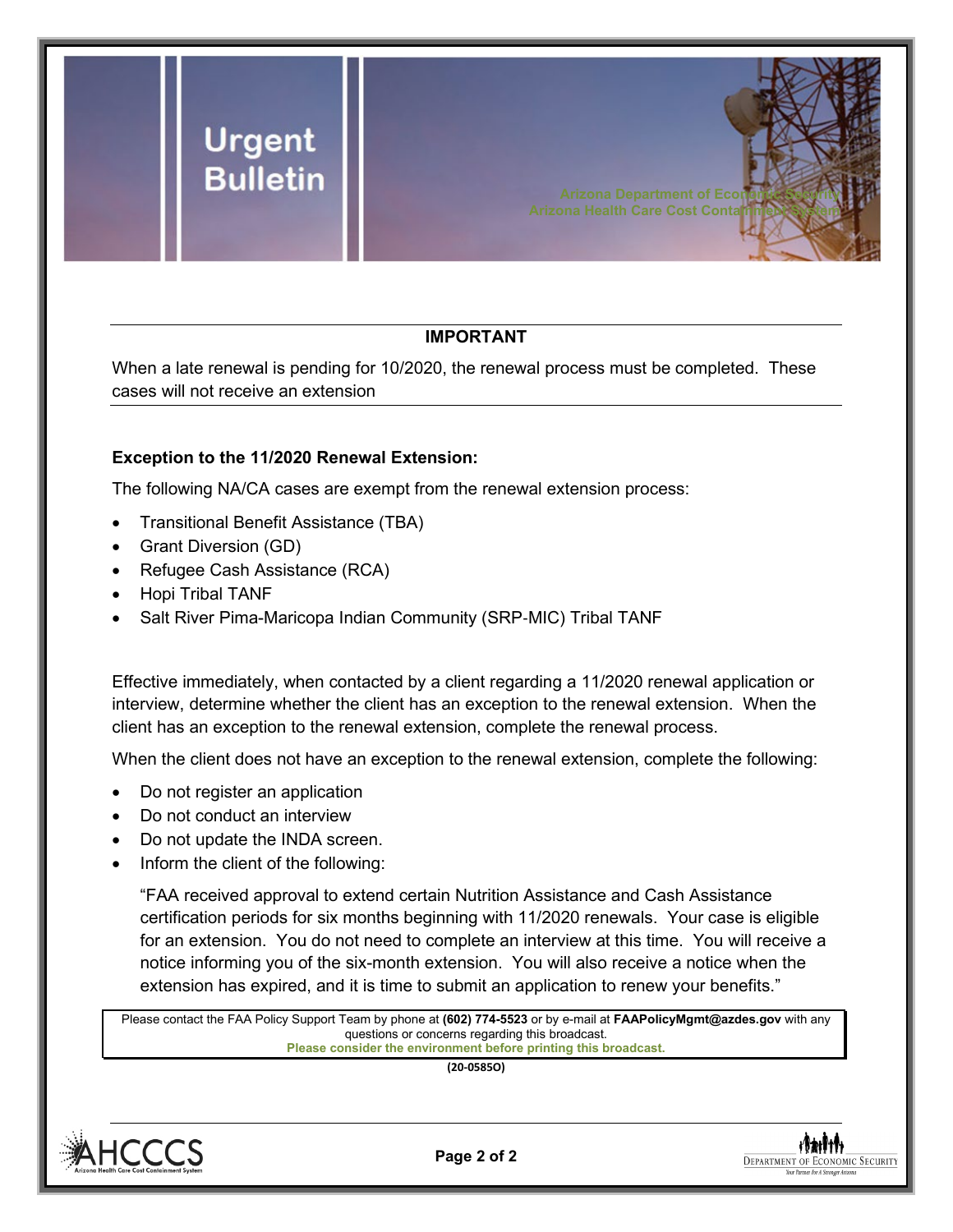**IMPORTANT**

When a late renewal is pending for 10/2020, the renewal process must be completed. These cases will not receive an extension

**Exception to the 11/2020 Renewal Extension:**

The following NA/CA cases are exempt from the renewal extension process:

- Transitional Benefit Assistance (TBA)
- Grant Diversion (GD)
- Refugee Cash Assistance (RCA)
- Hopi Tribal TANF
- Salt River Pima-Maricopa Indian Community (SRP-MIC) Tribal TANF

Effective immediately, when contacted by a client regarding a 11/2020 renewal application or interview, determine whether the client has an exception to the renewal extension. When the client has an exception to the renewal extension, complete the renewal process.

When the client does not have an exception to the renewal extension, complete the following:

- Do not register an application
- Do not conduct an interview
- Do not update the INDA screen.
- Inform the client of the following:

  "FAA received approval to extend certain Nutrition Assistance and Cash Assistance certification periods for six months beginning with 11/2020 renewals. Your case is eligible for an extension. You do not need to complete an interview at this time. You will receive a notice informing you of the six-month extension. You will also receive a notice when the extension has expired, and it is time to submit an application to renew your benefits."

Please contact the FAA Policy Support Team by phone at **(602) 774-5523** or by e-mail at **FAAPolicyMgmt@azdes.gov** with any questions or concerns regarding this broadcast.
**Please consider the environment before printing this broadcast.**

**(20-0585O)**